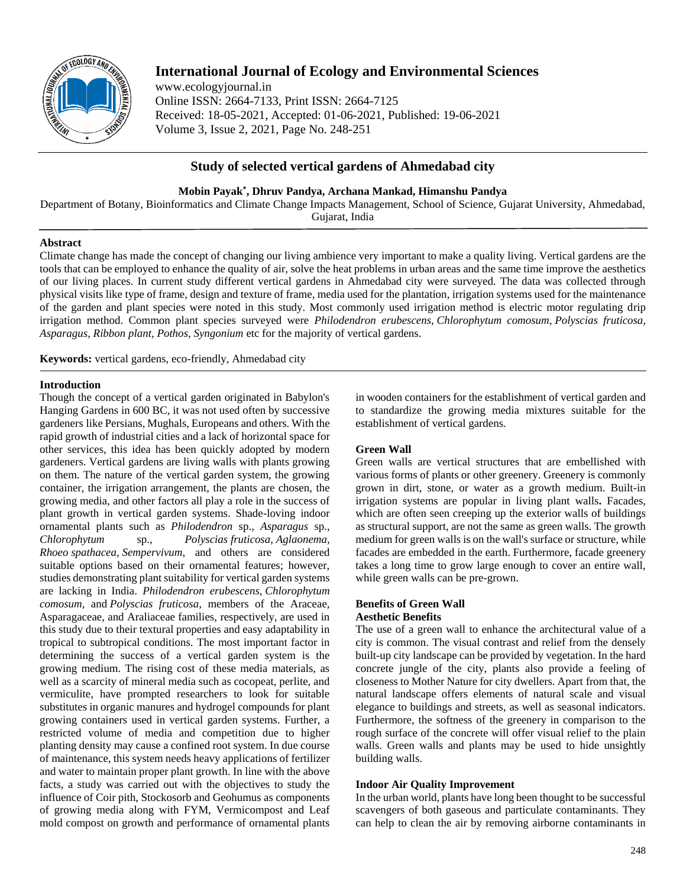# International Journal of Ecology and Environmental Sciences

www.ecologyjournal.in
Online ISSN: 2664-7133, Print ISSN: 2664-7125
Received: 18-05-2021, Accepted: 01-06-2021, Published: 19-06-2021
Volume 3, Issue 2, 2021, Page No. 248-251

## Study of selected vertical gardens of Ahmedabad city

**Mobin Payak\*, Dhruv Pandya, Archana Mankad, Himanshu Pandya**

Department of Botany, Bioinformatics and Climate Change Impacts Management, School of Science, Gujarat University, Ahmedabad, Gujarat, India

### Abstract

Climate change has made the concept of changing our living ambience very important to make a quality living. Vertical gardens are the tools that can be employed to enhance the quality of air, solve the heat problems in urban areas and the same time improve the aesthetics of our living places. In current study different vertical gardens in Ahmedabad city were surveyed. The data was collected through physical visits like type of frame, design and texture of frame, media used for the plantation, irrigation systems used for the maintenance of the garden and plant species were noted in this study. Most commonly used irrigation method is electric motor regulating drip irrigation method. Common plant species surveyed were *Philodendron erubescens, Chlorophytum comosum, Polyscias fruticosa, Asparagus, Ribbon plant, Pothos, Syngonium* etc for the majority of vertical gardens.

**Keywords:** vertical gardens, eco-friendly, Ahmedabad city

### Introduction

Though the concept of a vertical garden originated in Babylon's Hanging Gardens in 600 BC, it was not used often by successive gardeners like Persians, Mughals, Europeans and others. With the rapid growth of industrial cities and a lack of horizontal space for other services, this idea has been quickly adopted by modern gardeners. Vertical gardens are living walls with plants growing on them. The nature of the vertical garden system, the growing container, the irrigation arrangement, the plants are chosen, the growing media, and other factors all play a role in the success of plant growth in vertical garden systems. Shade-loving indoor ornamental plants such as *Philodendron* sp., *Asparagus* sp., *Chlorophytum* sp., *Polyscias fruticosa, Aglaonema, Rhoeo spathacea, Sempervivum,* and others are considered suitable options based on their ornamental features; however, studies demonstrating plant suitability for vertical garden systems are lacking in India. *Philodendron erubescens, Chlorophytum comosum,* and *Polyscias fruticosa,* members of the Araceae, Asparagaceae, and Araliaceae families, respectively, are used in this study due to their textural properties and easy adaptability in tropical to subtropical conditions. The most important factor in determining the success of a vertical garden system is the growing medium. The rising cost of these media materials, as well as a scarcity of mineral media such as cocopeat, perlite, and vermiculite, have prompted researchers to look for suitable substitutes in organic manures and hydrogel compounds for plant growing containers used in vertical garden systems. Further, a restricted volume of media and competition due to higher planting density may cause a confined root system. In due course of maintenance, this system needs heavy applications of fertilizer and water to maintain proper plant growth. In line with the above facts, a study was carried out with the objectives to study the influence of Coir pith, Stockosorb and Geohumus as components of growing media along with FYM, Vermicompost and Leaf mold compost on growth and performance of ornamental plants in wooden containers for the establishment of vertical garden and to standardize the growing media mixtures suitable for the establishment of vertical gardens.

### Green Wall

Green walls are vertical structures that are embellished with various forms of plants or other greenery. Greenery is commonly grown in dirt, stone, or water as a growth medium. Built-in irrigation systems are popular in living plant walls**.** Facades, which are often seen creeping up the exterior walls of buildings as structural support, are not the same as green walls. The growth medium for green walls is on the wall's surface or structure, while facades are embedded in the earth. Furthermore, facade greenery takes a long time to grow large enough to cover an entire wall, while green walls can be pre-grown.

### Benefits of Green Wall

#### Aesthetic Benefits

The use of a green wall to enhance the architectural value of a city is common. The visual contrast and relief from the densely built-up city landscape can be provided by vegetation. In the hard concrete jungle of the city, plants also provide a feeling of closeness to Mother Nature for city dwellers. Apart from that, the natural landscape offers elements of natural scale and visual elegance to buildings and streets, as well as seasonal indicators. Furthermore, the softness of the greenery in comparison to the rough surface of the concrete will offer visual relief to the plain walls. Green walls and plants may be used to hide unsightly building walls.

#### Indoor Air Quality Improvement

In the urban world, plants have long been thought to be successful scavengers of both gaseous and particulate contaminants. They can help to clean the air by removing airborne contaminants in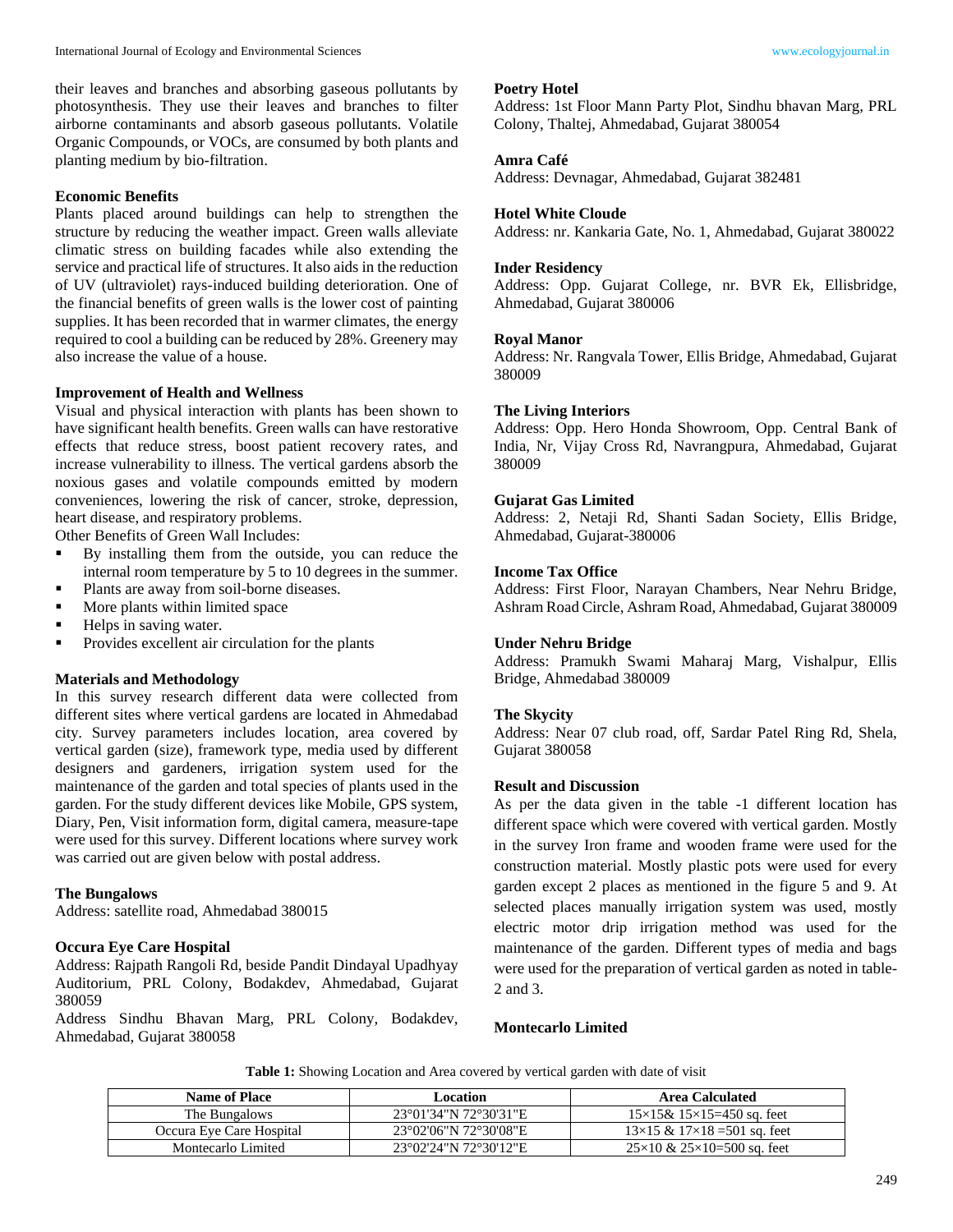their leaves and branches and absorbing gaseous pollutants by photosynthesis. They use their leaves and branches to filter airborne contaminants and absorb gaseous pollutants. Volatile Organic Compounds, or VOCs, are consumed by both plants and planting medium by bio-filtration.

**Economic Benefits**

Plants placed around buildings can help to strengthen the structure by reducing the weather impact. Green walls alleviate climatic stress on building facades while also extending the service and practical life of structures. It also aids in the reduction of UV (ultraviolet) rays-induced building deterioration. One of the financial benefits of green walls is the lower cost of painting supplies. It has been recorded that in warmer climates, the energy required to cool a building can be reduced by 28%. Greenery may also increase the value of a house.

**Improvement of Health and Wellness**

Visual and physical interaction with plants has been shown to have significant health benefits. Green walls can have restorative effects that reduce stress, boost patient recovery rates, and increase vulnerability to illness. The vertical gardens absorb the noxious gases and volatile compounds emitted by modern conveniences, lowering the risk of cancer, stroke, depression, heart disease, and respiratory problems.

Other Benefits of Green Wall Includes:

- By installing them from the outside, you can reduce the internal room temperature by 5 to 10 degrees in the summer.
- Plants are away from soil-borne diseases.
- More plants within limited space
- Helps in saving water.
- Provides excellent air circulation for the plants

**Materials and Methodology**

In this survey research different data were collected from different sites where vertical gardens are located in Ahmedabad city. Survey parameters includes location, area covered by vertical garden (size), framework type, media used by different designers and gardeners, irrigation system used for the maintenance of the garden and total species of plants used in the garden. For the study different devices like Mobile, GPS system, Diary, Pen, Visit information form, digital camera, measure-tape were used for this survey. Different locations where survey work was carried out are given below with postal address.

**The Bungalows**

Address: satellite road, Ahmedabad 380015

**Occura Eye Care Hospital**

Address: Rajpath Rangoli Rd, beside Pandit Dindayal Upadhyay Auditorium, PRL Colony, Bodakdev, Ahmedabad, Gujarat 380059

Address Sindhu Bhavan Marg, PRL Colony, Bodakdev, Ahmedabad, Gujarat 380058

**Poetry Hotel**

Address: 1st Floor Mann Party Plot, Sindhu bhavan Marg, PRL Colony, Thaltej, Ahmedabad, Gujarat 380054

**Amra Café**

Address: Devnagar, Ahmedabad, Gujarat 382481

**Hotel White Cloude**

Address: nr. Kankaria Gate, No. 1, Ahmedabad, Gujarat 380022

**Inder Residency**

Address: Opp. Gujarat College, nr. BVR Ek, Ellisbridge, Ahmedabad, Gujarat 380006

**Royal Manor**

Address: Nr. Rangvala Tower, Ellis Bridge, Ahmedabad, Gujarat 380009

**The Living Interiors**

Address: Opp. Hero Honda Showroom, Opp. Central Bank of India, Nr, Vijay Cross Rd, Navrangpura, Ahmedabad, Gujarat 380009

**Gujarat Gas Limited**

Address: 2, Netaji Rd, Shanti Sadan Society, Ellis Bridge, Ahmedabad, Gujarat-380006

**Income Tax Office**

Address: First Floor, Narayan Chambers, Near Nehru Bridge, Ashram Road Circle, Ashram Road, Ahmedabad, Gujarat 380009

**Under Nehru Bridge**

Address: Pramukh Swami Maharaj Marg, Vishalpur, Ellis Bridge, Ahmedabad 380009

**The Skycity**

Address: Near 07 club road, off, Sardar Patel Ring Rd, Shela, Gujarat 380058

**Result and Discussion**

As per the data given in the table -1 different location has different space which were covered with vertical garden. Mostly in the survey Iron frame and wooden frame were used for the construction material. Mostly plastic pots were used for every garden except 2 places as mentioned in the figure 5 and 9. At selected places manually irrigation system was used, mostly electric motor drip irrigation method was used for the maintenance of the garden. Different types of media and bags were used for the preparation of vertical garden as noted in table-2 and 3.

**Montecarlo Limited**

**Table 1:** Showing Location and Area covered by vertical garden with date of visit

| Name of Place | Location | Area Calculated |
|---|---|---|
| The Bungalows | 23°01'34"N 72°30'31"E | 15×15& 15×15=450 sq. feet |
| Occura Eye Care Hospital | 23°02'06"N 72°30'08"E | 13×15 & 17×18 =501 sq. feet |
| Montecarlo Limited | 23°02'24"N 72°30'12"E | 25×10 & 25×10=500 sq. feet |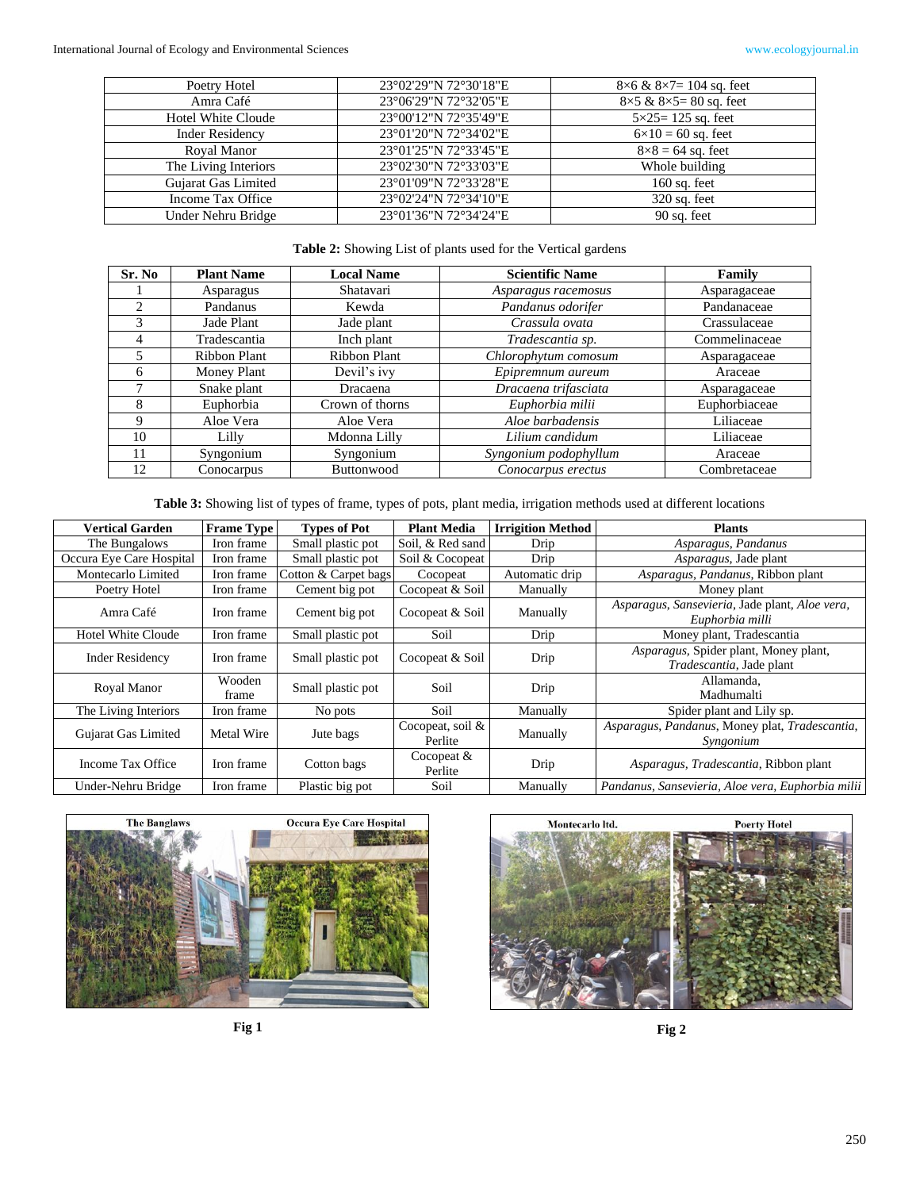| Poetry Hotel | 23°02'29"N 72°30'18"E | 8×6 & 8×7= 104 sq. feet |
|---|---|---|
| Amra Café | 23°06'29"N 72°32'05"E | 8×5 & 8×5= 80 sq. feet |
| Hotel White Cloude | 23°00'12"N 72°35'49"E | 5×25= 125 sq. feet |
| Inder Residency | 23°01'20"N 72°34'02"E | 6×10 = 60 sq. feet |
| Royal Manor | 23°01'25"N 72°33'45"E | 8×8 = 64 sq. feet |
| The Living Interiors | 23°02'30"N 72°33'03"E | Whole building |
| Gujarat Gas Limited | 23°01'09"N 72°33'28"E | 160 sq. feet |
| Income Tax Office | 23°02'24"N 72°34'10"E | 320 sq. feet |
| Under Nehru Bridge | 23°01'36"N 72°34'24"E | 90 sq. feet |

**Table 2:** Showing List of plants used for the Vertical gardens

| Sr. No | Plant Name | Local Name | Scientific Name | Family |
|---|---|---|---|---|
| 1 | Asparagus | Shatavari | *Asparagus racemosus* | Asparagaceae |
| 2 | Pandanus | Kewda | *Pandanus odorifer* | Pandanaceae |
| 3 | Jade Plant | Jade plant | *Crassula ovata* | Crassulaceae |
| 4 | Tradescantia | Inch plant | *Tradescantia sp.* | Commelinaceae |
| 5 | Ribbon Plant | Ribbon Plant | *Chlorophytum comosum* | Asparagaceae |
| 6 | Money Plant | Devil's ivy | *Epipremnum aureum* | Araceae |
| 7 | Snake plant | Dracaena | *Dracaena trifasciata* | Asparagaceae |
| 8 | Euphorbia | Crown of thorns | *Euphorbia milii* | Euphorbiaceae |
| 9 | Aloe Vera | Aloe Vera | *Aloe barbadensis* | Liliaceae |
| 10 | Lilly | Mdonna Lilly | *Lilium candidum* | Liliaceae |
| 11 | Syngonium | Syngonium | *Syngonium podophyllum* | Araceae |
| 12 | Conocarpus | Buttonwood | *Conocarpus erectus* | Combretaceae |

**Table 3:** Showing list of types of frame, types of pots, plant media, irrigation methods used at different locations

| Vertical Garden | Frame Type | Types of Pot | Plant Media | Irrigition Method | Plants |
|---|---|---|---|---|---|
| The Bungalows | Iron frame | Small plastic pot | Soil, & Red sand | Drip | *Asparagus, Pandanus* |
| Occura Eye Care Hospital | Iron frame | Small plastic pot | Soil & Cocopeat | Drip | *Asparagus,* Jade plant |
| Montecarlo Limited | Iron frame | Cotton & Carpet bags | Cocopeat | Automatic drip | *Asparagus, Pandanus,* Ribbon plant |
| Poetry Hotel | Iron frame | Cement big pot | Cocopeat & Soil | Manually | Money plant |
| Amra Café | Iron frame | Cement big pot | Cocopeat & Soil | Manually | *Asparagus, Sansevieria,* Jade plant, *Aloe vera, Euphorbia milli* |
| Hotel White Cloude | Iron frame | Small plastic pot | Soil | Drip | Money plant, Tradescantia |
| Inder Residency | Iron frame | Small plastic pot | Cocopeat & Soil | Drip | *Asparagus,* Spider plant, Money plant, *Tradescantia,* Jade plant |
| Royal Manor | Wooden frame | Small plastic pot | Soil | Drip | Allamanda, Madhumalti |
| The Living Interiors | Iron frame | No pots | Soil | Manually | Spider plant and Lily sp. |
| Gujarat Gas Limited | Metal Wire | Jute bags | Cocopeat, soil & Perlite | Manually | *Asparagus, Pandanus,* Money plat, *Tradescantia, Syngonium* |
| Income Tax Office | Iron frame | Cotton bags | Cocopeat & Perlite | Drip | *Asparagus, Tradescantia,* Ribbon plant |
| Under-Nehru Bridge | Iron frame | Plastic big pot | Soil | Manually | *Pandanus, Sansevieria, Aloe vera, Euphorbia milii* |

**Fig 1**

**Fig 2**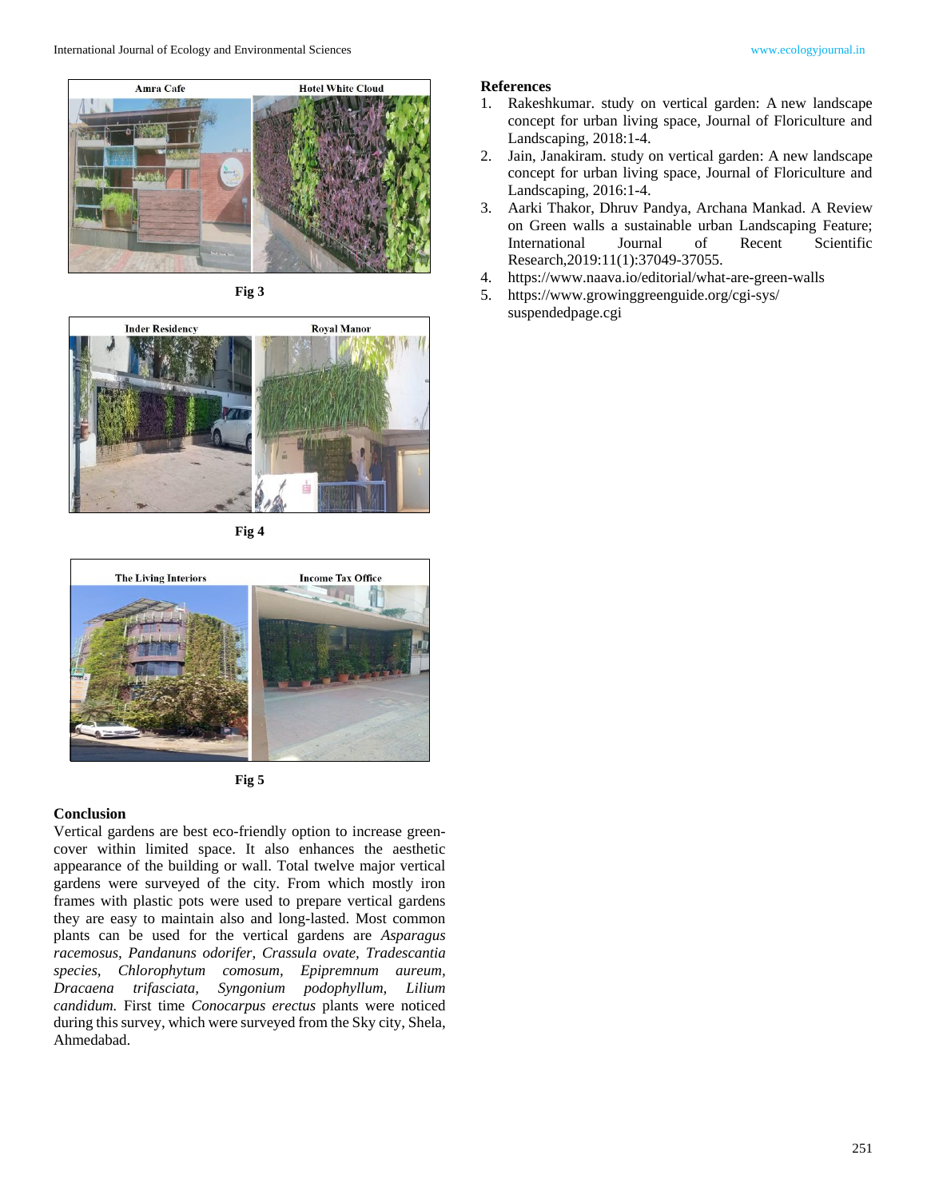Amra Cafe

Hotel White Cloud

Fig 3

Inder Residency

Royal Manor

Fig 4

The Living Interiors

Income Tax Office

Fig 5

## Conclusion

Vertical gardens are best eco-friendly option to increase green-cover within limited space. It also enhances the aesthetic appearance of the building or wall. Total twelve major vertical gardens were surveyed of the city. From which mostly iron frames with plastic pots were used to prepare vertical gardens they are easy to maintain also and long-lasted. Most common plants can be used for the vertical gardens are *Asparagus racemosus, Pandanuns odorifer, Crassula ovate, Tradescantia species, Chlorophytum comosum, Epipremnum aureum, Dracaena trifasciata, Syngonium podophyllum, Lilium candidum.* First time *Conocarpus erectus* plants were noticed during this survey, which were surveyed from the Sky city, Shela, Ahmedabad.

## References

1. Rakeshkumar. study on vertical garden: A new landscape concept for urban living space, Journal of Floriculture and Landscaping, 2018:1-4.
2. Jain, Janakiram. study on vertical garden: A new landscape concept for urban living space, Journal of Floriculture and Landscaping, 2016:1-4.
3. Aarki Thakor, Dhruv Pandya, Archana Mankad. A Review on Green walls a sustainable urban Landscaping Feature; International Journal of Recent Scientific Research,2019:11(1):37049-37055.
4. https://www.naava.io/editorial/what-are-green-walls
5. https://www.growinggreenguide.org/cgi-sys/suspendedpage.cgi